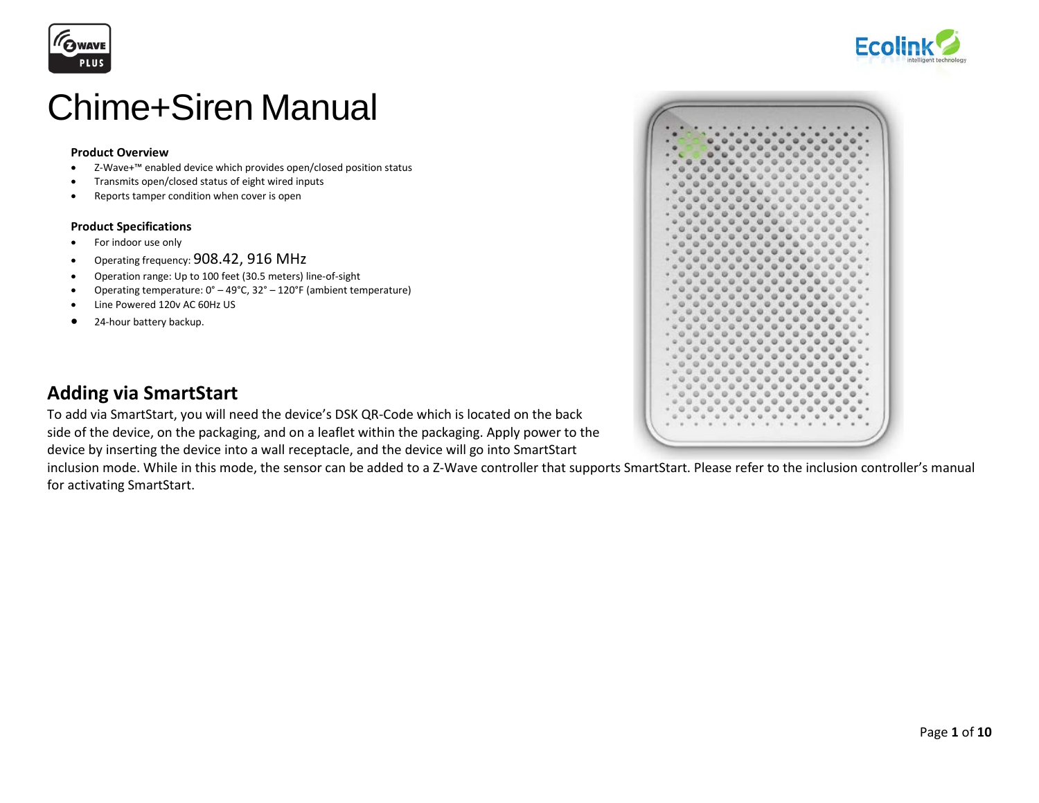# Chime+Siren Manual

**Product Overview**

- Z-Wave+™ enabled device which provides open/closed position status
- Transmits open/closed status of eight wired inputs
- Reports tamper condition when cover is open

**Product Specifications**

- For indoor use only
- Operating frequency: 908.42, 916 MHz
- Operation range: Up to 100 feet (30.5 meters) line-of-sight
- Operating temperature: 0° – 49°C, 32° – 120°F (ambient temperature)
- Line Powered 120v AC 60Hz US
- 24-hour battery backup.

## Adding via SmartStart

To add via SmartStart, you will need the device's DSK QR-Code which is located on the back side of the device, on the packaging, and on a leaflet within the packaging. Apply power to the device by inserting the device into a wall receptacle, and the device will go into SmartStart inclusion mode. While in this mode, the sensor can be added to a Z-Wave controller that supports SmartStart. Please refer to the inclusion controller's manual for activating SmartStart.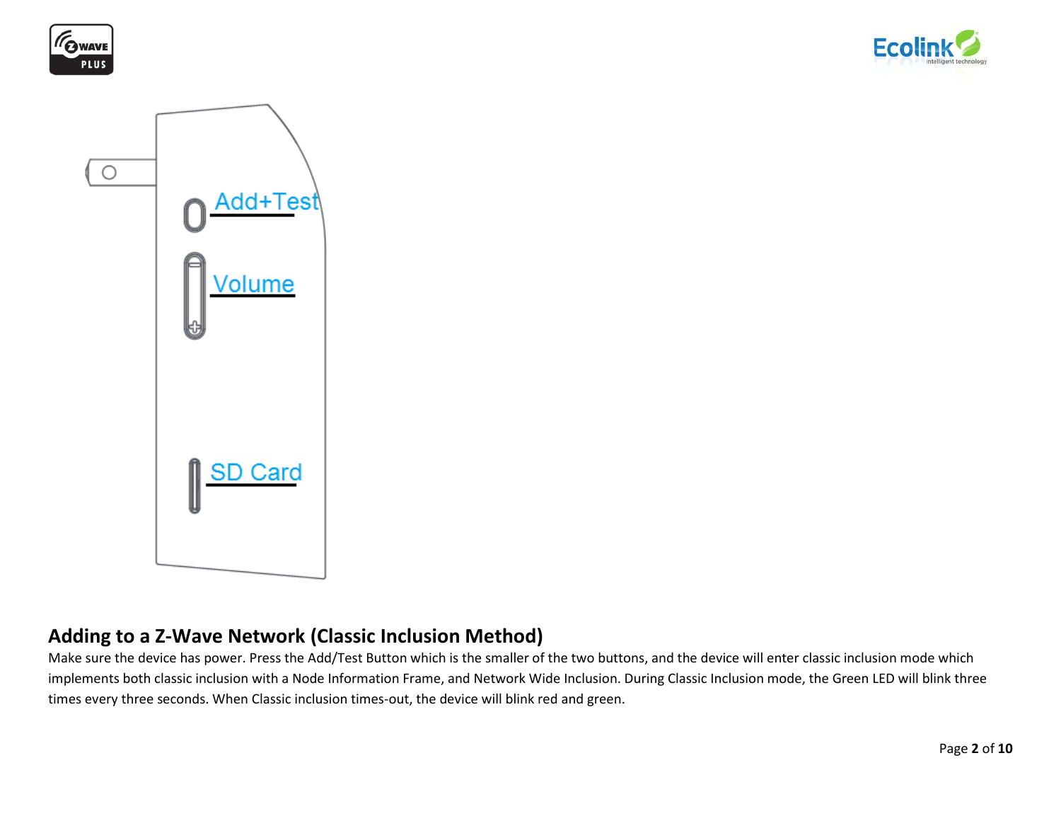Add+Test

Volume

SD Card

## Adding to a Z-Wave Network (Classic Inclusion Method)

Make sure the device has power. Press the Add/Test Button which is the smaller of the two buttons, and the device will enter classic inclusion mode which implements both classic inclusion with a Node Information Frame, and Network Wide Inclusion. During Classic Inclusion mode, the Green LED will blink three times every three seconds. When Classic inclusion times-out, the device will blink red and green.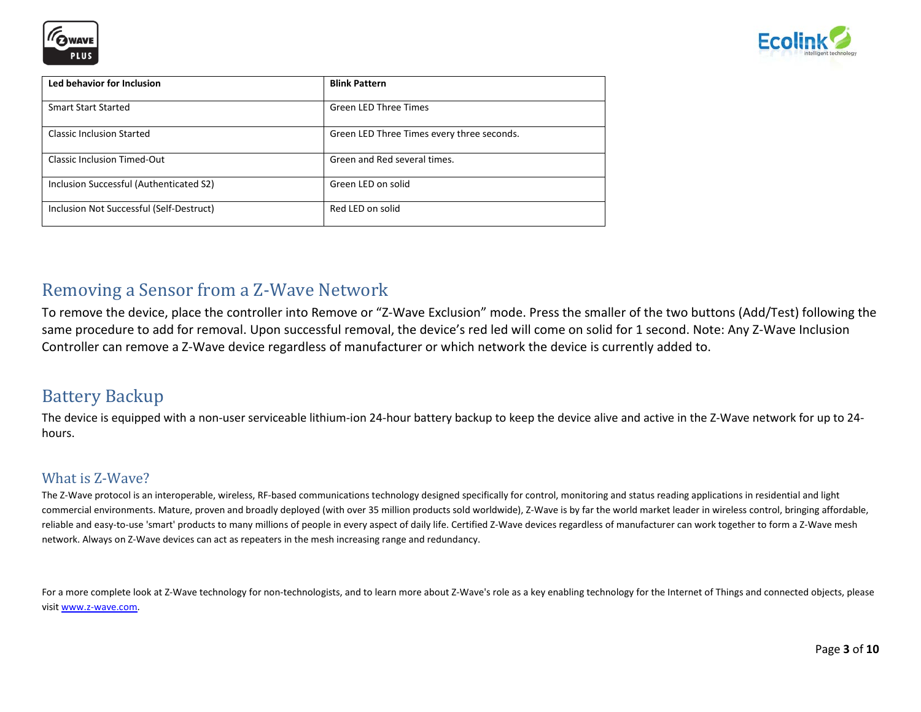| Led behavior for Inclusion | Blink Pattern |
| --- | --- |
| Smart Start Started | Green LED Three Times |
| Classic Inclusion Started | Green LED Three Times every three seconds. |
| Classic Inclusion Timed-Out | Green and Red several times. |
| Inclusion Successful (Authenticated S2) | Green LED on solid |
| Inclusion Not Successful (Self-Destruct) | Red LED on solid |

## Removing a Sensor from a Z-Wave Network

To remove the device, place the controller into Remove or “Z-Wave Exclusion” mode. Press the smaller of the two buttons (Add/Test) following the same procedure to add for removal. Upon successful removal, the device’s red led will come on solid for 1 second. Note: Any Z-Wave Inclusion Controller can remove a Z-Wave device regardless of manufacturer or which network the device is currently added to.

## Battery Backup

The device is equipped with a non-user serviceable lithium-ion 24-hour battery backup to keep the device alive and active in the Z-Wave network for up to 24-hours.

### What is Z-Wave?

The Z-Wave protocol is an interoperable, wireless, RF-based communications technology designed specifically for control, monitoring and status reading applications in residential and light commercial environments. Mature, proven and broadly deployed (with over 35 million products sold worldwide), Z-Wave is by far the world market leader in wireless control, bringing affordable, reliable and easy-to-use 'smart' products to many millions of people in every aspect of daily life. Certified Z-Wave devices regardless of manufacturer can work together to form a Z-Wave mesh network. Always on Z-Wave devices can act as repeaters in the mesh increasing range and redundancy.

For a more complete look at Z-Wave technology for non-technologists, and to learn more about Z-Wave's role as a key enabling technology for the Internet of Things and connected objects, please visit [www.z-wave.com](http://www.z-wave.com).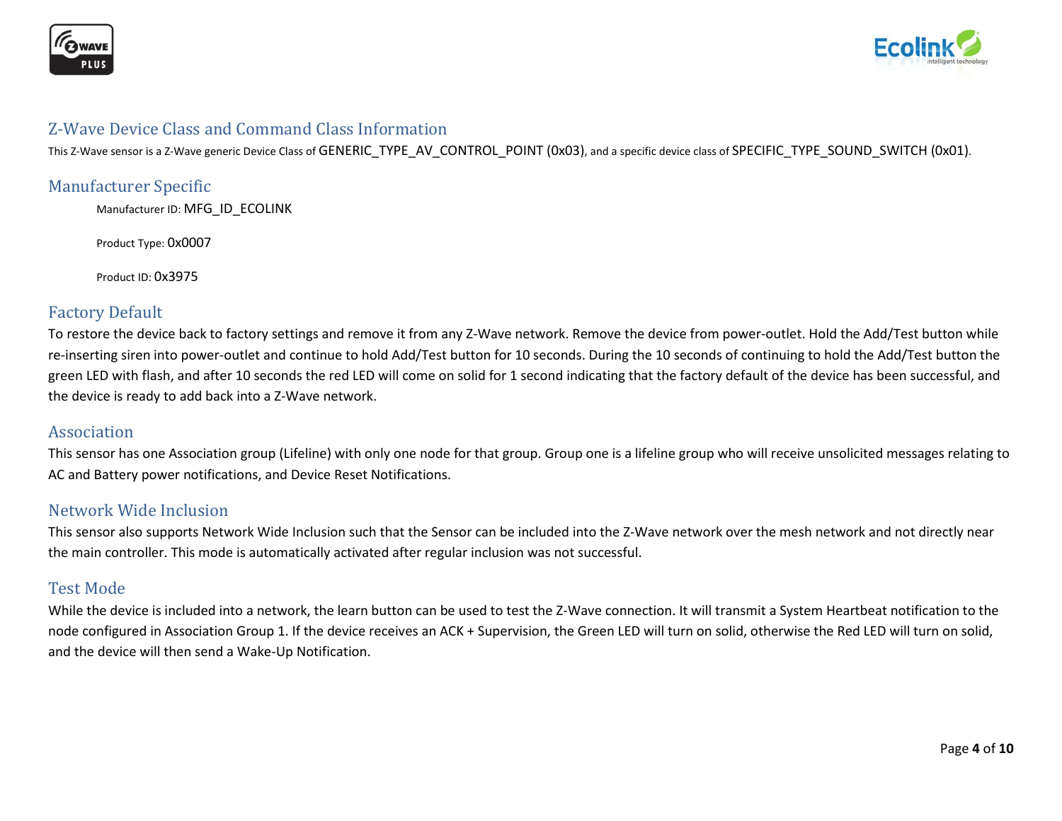## Z-Wave Device Class and Command Class Information

This Z-Wave sensor is a Z-Wave generic Device Class of GENERIC_TYPE_AV_CONTROL_POINT (0x03), and a specific device class of SPECIFIC_TYPE_SOUND_SWITCH (0x01).

## Manufacturer Specific

Manufacturer ID: MFG_ID_ECOLINK

Product Type: 0x0007

Product ID: 0x3975

## Factory Default

To restore the device back to factory settings and remove it from any Z-Wave network. Remove the device from power-outlet. Hold the Add/Test button while re-inserting siren into power-outlet and continue to hold Add/Test button for 10 seconds. During the 10 seconds of continuing to hold the Add/Test button the green LED with flash, and after 10 seconds the red LED will come on solid for 1 second indicating that the factory default of the device has been successful, and the device is ready to add back into a Z-Wave network.

## Association

This sensor has one Association group (Lifeline) with only one node for that group. Group one is a lifeline group who will receive unsolicited messages relating to AC and Battery power notifications, and Device Reset Notifications.

## Network Wide Inclusion

This sensor also supports Network Wide Inclusion such that the Sensor can be included into the Z-Wave network over the mesh network and not directly near the main controller. This mode is automatically activated after regular inclusion was not successful.

## Test Mode

While the device is included into a network, the learn button can be used to test the Z-Wave connection. It will transmit a System Heartbeat notification to the node configured in Association Group 1. If the device receives an ACK + Supervision, the Green LED will turn on solid, otherwise the Red LED will turn on solid, and the device will then send a Wake-Up Notification.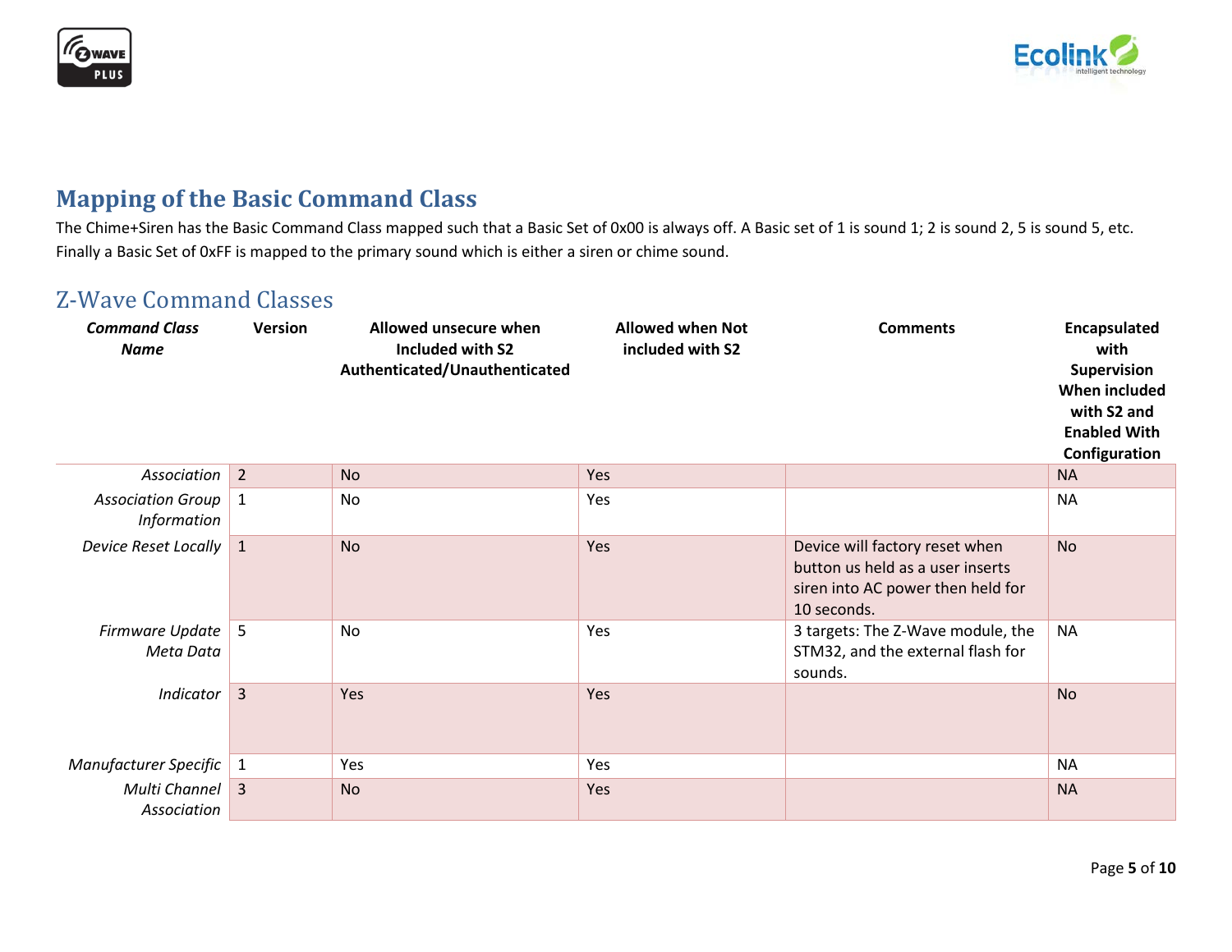## Mapping of the Basic Command Class

The Chime+Siren has the Basic Command Class mapped such that a Basic Set of 0x00 is always off. A Basic set of 1 is sound 1; 2 is sound 2, 5 is sound 5, etc. Finally a Basic Set of 0xFF is mapped to the primary sound which is either a siren or chime sound.

## Z-Wave Command Classes

| ***Command Class Name*** | **Version** | **Allowed unsecure when Included with S2 Authenticated/Unauthenticated** | **Allowed when Not included with S2** | **Comments** | **Encapsulated with Supervision When included with S2 and Enabled With Configuration** |
|---|---|---|---|---|---|
| *Association* | 2 | No | Yes | | NA |
| *Association Group Information* | 1 | No | Yes | | NA |
| *Device Reset Locally* | 1 | No | Yes | Device will factory reset when button us held as a user inserts siren into AC power then held for 10 seconds. | No |
| *Firmware Update Meta Data* | 5 | No | Yes | 3 targets: The Z-Wave module, the STM32, and the external flash for sounds. | NA |
| *Indicator* | 3 | Yes | Yes | | No |
| *Manufacturer Specific* | 1 | Yes | Yes | | NA |
| *Multi Channel Association* | 3 | No | Yes | | NA |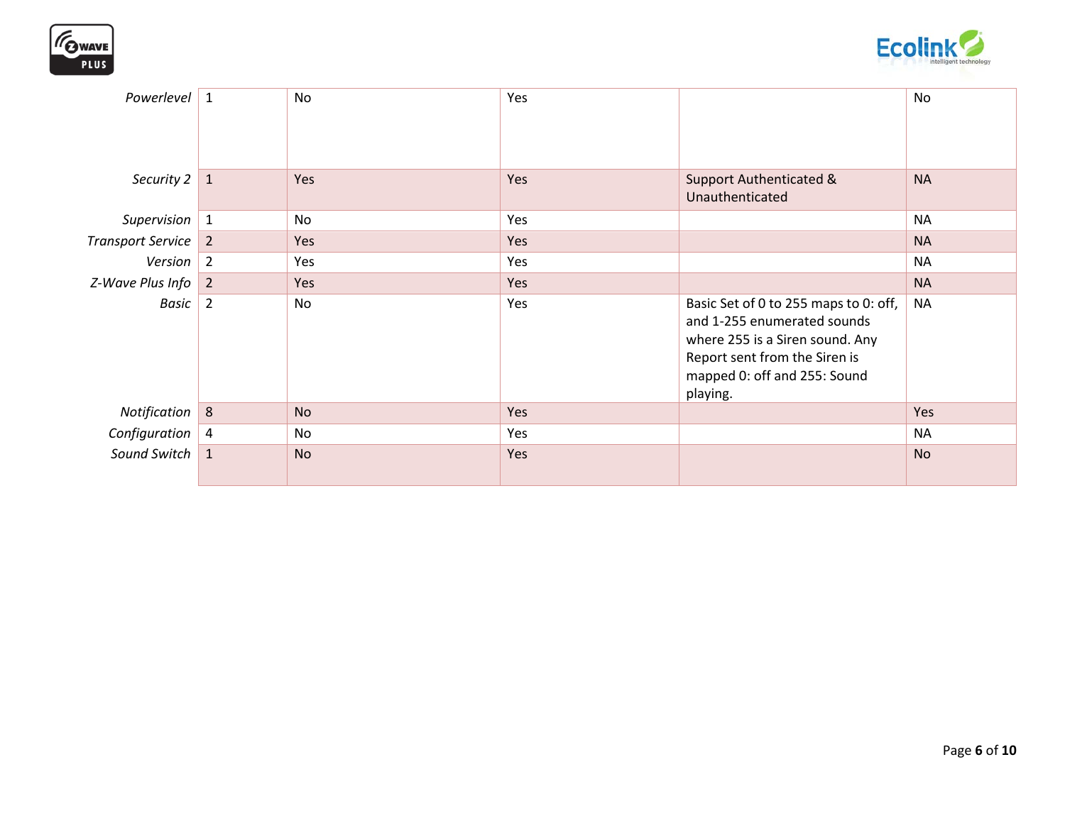| | | | | | |
|---|---|---|---|---|---|
| *Powerlevel* | 1 | No | Yes | | No |
| *Security 2* | 1 | Yes | Yes | Support Authenticated & Unauthenticated | NA |
| *Supervision* | 1 | No | Yes | | NA |
| *Transport Service* | 2 | Yes | Yes | | NA |
| *Version* | 2 | Yes | Yes | | NA |
| *Z-Wave Plus Info* | 2 | Yes | Yes | | NA |
| *Basic* | 2 | No | Yes | Basic Set of 0 to 255 maps to 0: off, and 1-255 enumerated sounds where 255 is a Siren sound. Any Report sent from the Siren is mapped 0: off and 255: Sound playing. | NA |
| *Notification* | 8 | No | Yes | | Yes |
| *Configuration* | 4 | No | Yes | | NA |
| *Sound Switch* | 1 | No | Yes | | No |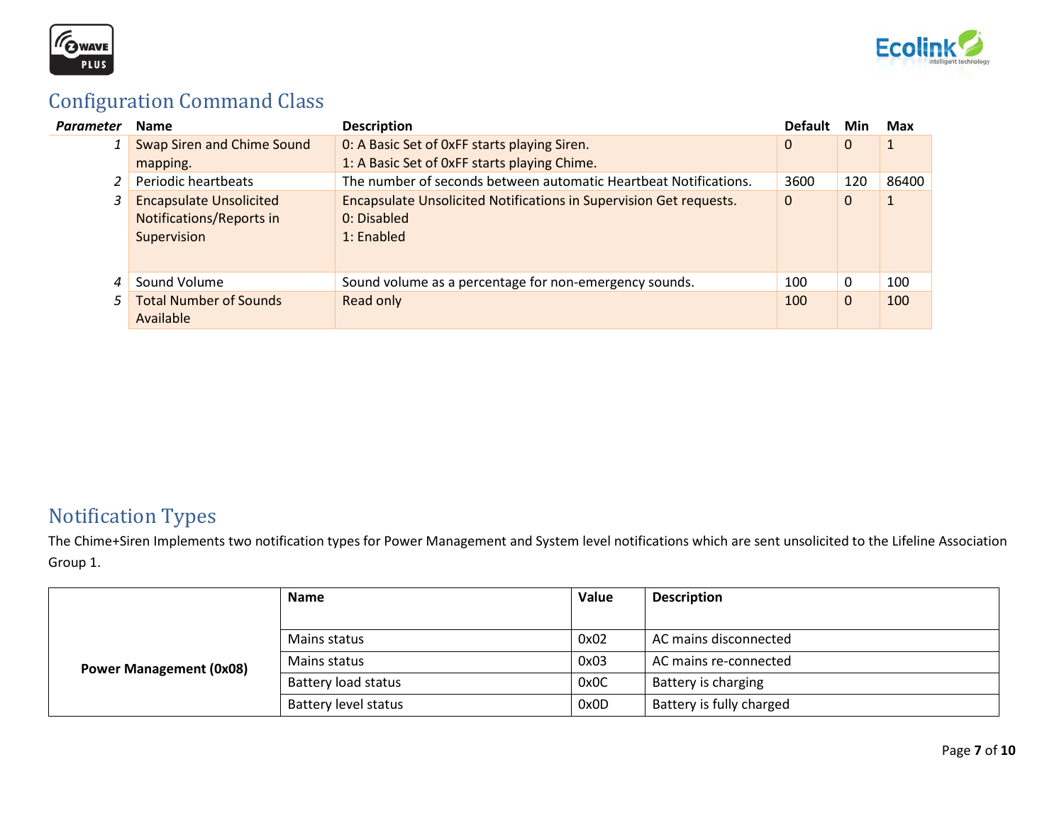## Configuration Command Class

| *Parameter* | Name | Description | Default | Min | Max |
|---|---|---|---|---|---|
| *1* | Swap Siren and Chime Sound mapping. | 0: A Basic Set of 0xFF starts playing Siren.<br>1: A Basic Set of 0xFF starts playing Chime. | 0 | 0 | 1 |
| *2* | Periodic heartbeats | The number of seconds between automatic Heartbeat Notifications. | 3600 | 120 | 86400 |
| *3* | Encapsulate Unsolicited Notifications/Reports in Supervision | Encapsulate Unsolicited Notifications in Supervision Get requests.<br>0: Disabled<br>1: Enabled | 0 | 0 | 1 |
| *4* | Sound Volume | Sound volume as a percentage for non-emergency sounds. | 100 | 0 | 100 |
| *5* | Total Number of Sounds Available | Read only | 100 | 0 | 100 |

## Notification Types

The Chime+Siren Implements two notification types for Power Management and System level notifications which are sent unsolicited to the Lifeline Association Group 1.

| | Name | Value | Description |
|---|---|---|---|
| **Power Management (0x08)** | Mains status | 0x02 | AC mains disconnected |
| | Mains status | 0x03 | AC mains re-connected |
| | Battery load status | 0x0C | Battery is charging |
| | Battery level status | 0x0D | Battery is fully charged |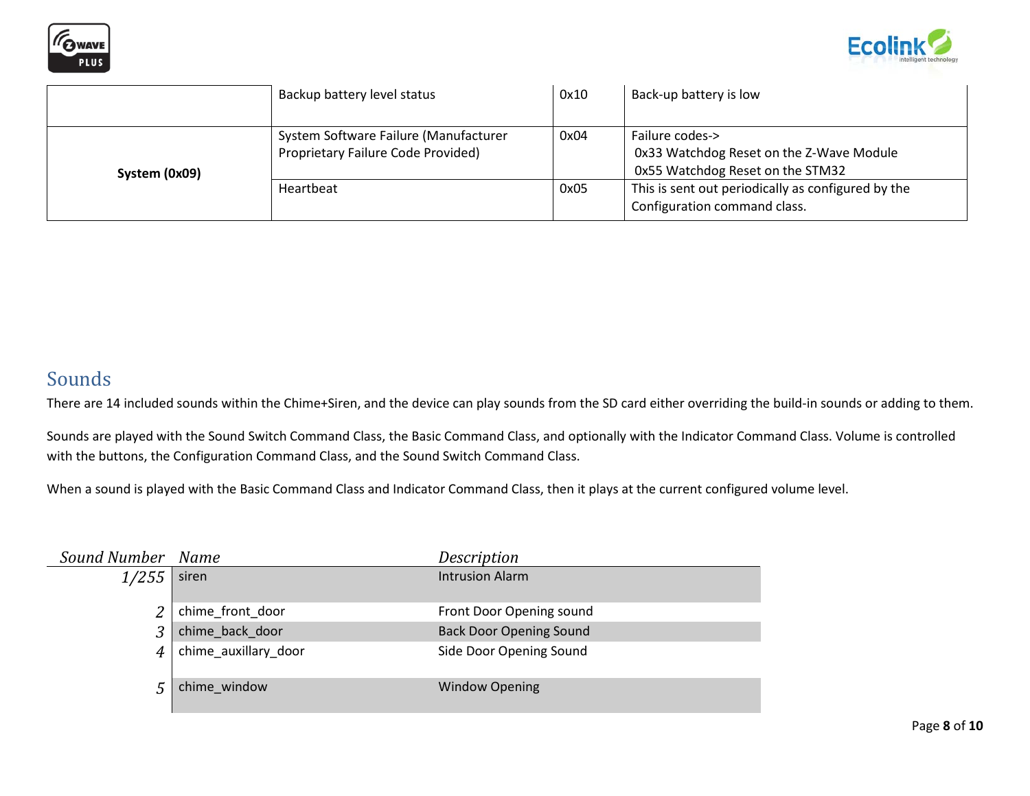|  |  |  |  |
|---|---|---|---|
|  | Backup battery level status | 0x10 | Back-up battery is low |
| **System (0x09)** | System Software Failure (Manufacturer Proprietary Failure Code Provided) | 0x04 | Failure codes-> 0x33 Watchdog Reset on the Z-Wave Module 0x55 Watchdog Reset on the STM32 |
|  | Heartbeat | 0x05 | This is sent out periodically as configured by the Configuration command class. |

## Sounds

There are 14 included sounds within the Chime+Siren, and the device can play sounds from the SD card either overriding the build-in sounds or adding to them.

Sounds are played with the Sound Switch Command Class, the Basic Command Class, and optionally with the Indicator Command Class. Volume is controlled with the buttons, the Configuration Command Class, and the Sound Switch Command Class.

When a sound is played with the Basic Command Class and Indicator Command Class, then it plays at the current configured volume level.

| *Sound Number* | *Name* | *Description* |
|---|---|---|
| *1/255* | siren | Intrusion Alarm |
| *2* | chime_front_door | Front Door Opening sound |
| *3* | chime_back_door | Back Door Opening Sound |
| *4* | chime_auxillary_door | Side Door Opening Sound |
| *5* | chime_window | Window Opening |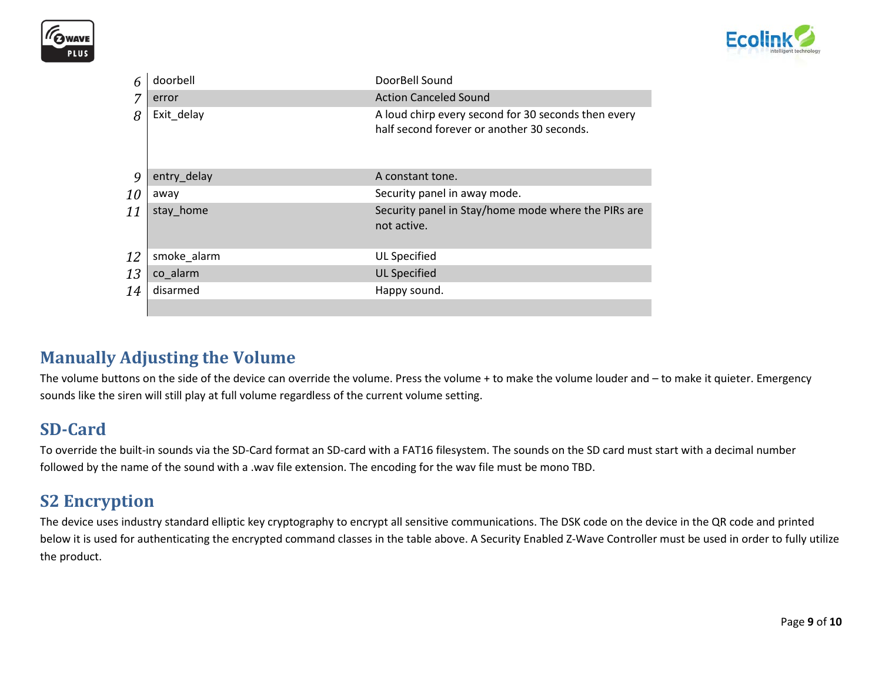| | | |
|---|---|---|
| 6 | doorbell | DoorBell Sound |
| 7 | error | Action Canceled Sound |
| 8 | Exit_delay | A loud chirp every second for 30 seconds then every half second forever or another 30 seconds. |
| 9 | entry_delay | A constant tone. |
| 10 | away | Security panel in away mode. |
| 11 | stay_home | Security panel in Stay/home mode where the PIRs are not active. |
| 12 | smoke_alarm | UL Specified |
| 13 | co_alarm | UL Specified |
| 14 | disarmed | Happy sound. |
| | | |

## Manually Adjusting the Volume

The volume buttons on the side of the device can override the volume. Press the volume + to make the volume louder and – to make it quieter. Emergency sounds like the siren will still play at full volume regardless of the current volume setting.

## SD-Card

To override the built-in sounds via the SD-Card format an SD-card with a FAT16 filesystem. The sounds on the SD card must start with a decimal number followed by the name of the sound with a .wav file extension. The encoding for the wav file must be mono TBD.

## S2 Encryption

The device uses industry standard elliptic key cryptography to encrypt all sensitive communications. The DSK code on the device in the QR code and printed below it is used for authenticating the encrypted command classes in the table above. A Security Enabled Z-Wave Controller must be used in order to fully utilize the product.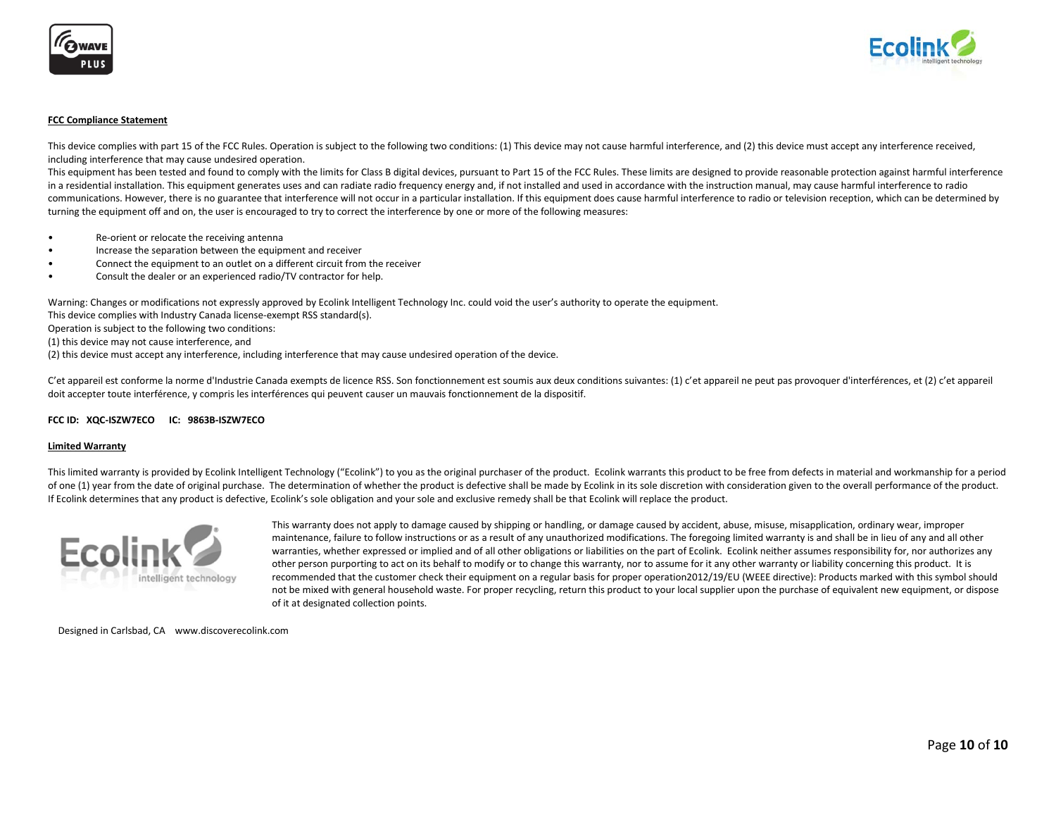**FCC Compliance Statement**

This device complies with part 15 of the FCC Rules. Operation is subject to the following two conditions: (1) This device may not cause harmful interference, and (2) this device must accept any interference received, including interference that may cause undesired operation.
This equipment has been tested and found to comply with the limits for Class B digital devices, pursuant to Part 15 of the FCC Rules. These limits are designed to provide reasonable protection against harmful interference in a residential installation. This equipment generates uses and can radiate radio frequency energy and, if not installed and used in accordance with the instruction manual, may cause harmful interference to radio communications. However, there is no guarantee that interference will not occur in a particular installation. If this equipment does cause harmful interference to radio or television reception, which can be determined by turning the equipment off and on, the user is encouraged to try to correct the interference by one or more of the following measures:

- Re-orient or relocate the receiving antenna
- Increase the separation between the equipment and receiver
- Connect the equipment to an outlet on a different circuit from the receiver
- Consult the dealer or an experienced radio/TV contractor for help.

Warning: Changes or modifications not expressly approved by Ecolink Intelligent Technology Inc. could void the user's authority to operate the equipment.
This device complies with Industry Canada license-exempt RSS standard(s).
Operation is subject to the following two conditions:
(1) this device may not cause interference, and
(2) this device must accept any interference, including interference that may cause undesired operation of the device.

C'et appareil est conforme la norme d'Industrie Canada exempts de licence RSS. Son fonctionnement est soumis aux deux conditions suivantes: (1) c'et appareil ne peut pas provoquer d'interférences, et (2) c'et appareil doit accepter toute interférence, y compris les interférences qui peuvent causer un mauvais fonctionnement de la dispositif.

**FCC ID: XQC-ISZW7ECO IC: 9863B-ISZW7ECO**

**Limited Warranty**

This limited warranty is provided by Ecolink Intelligent Technology ("Ecolink") to you as the original purchaser of the product. Ecolink warrants this product to be free from defects in material and workmanship for a period of one (1) year from the date of original purchase. The determination of whether the product is defective shall be made by Ecolink in its sole discretion with consideration given to the overall performance of the product. If Ecolink determines that any product is defective, Ecolink's sole obligation and your sole and exclusive remedy shall be that Ecolink will replace the product.

This warranty does not apply to damage caused by shipping or handling, or damage caused by accident, abuse, misuse, misapplication, ordinary wear, improper maintenance, failure to follow instructions or as a result of any unauthorized modifications. The foregoing limited warranty is and shall be in lieu of any and all other warranties, whether expressed or implied and of all other obligations or liabilities on the part of Ecolink. Ecolink neither assumes responsibility for, nor authorizes any other person purporting to act on its behalf to modify or to change this warranty, nor to assume for it any other warranty or liability concerning this product. It is recommended that the customer check their equipment on a regular basis for proper operation2012/19/EU (WEEE directive): Products marked with this symbol should not be mixed with general household waste. For proper recycling, return this product to your local supplier upon the purchase of equivalent new equipment, or dispose of it at designated collection points.

Designed in Carlsbad, CA www.discoverecolink.com